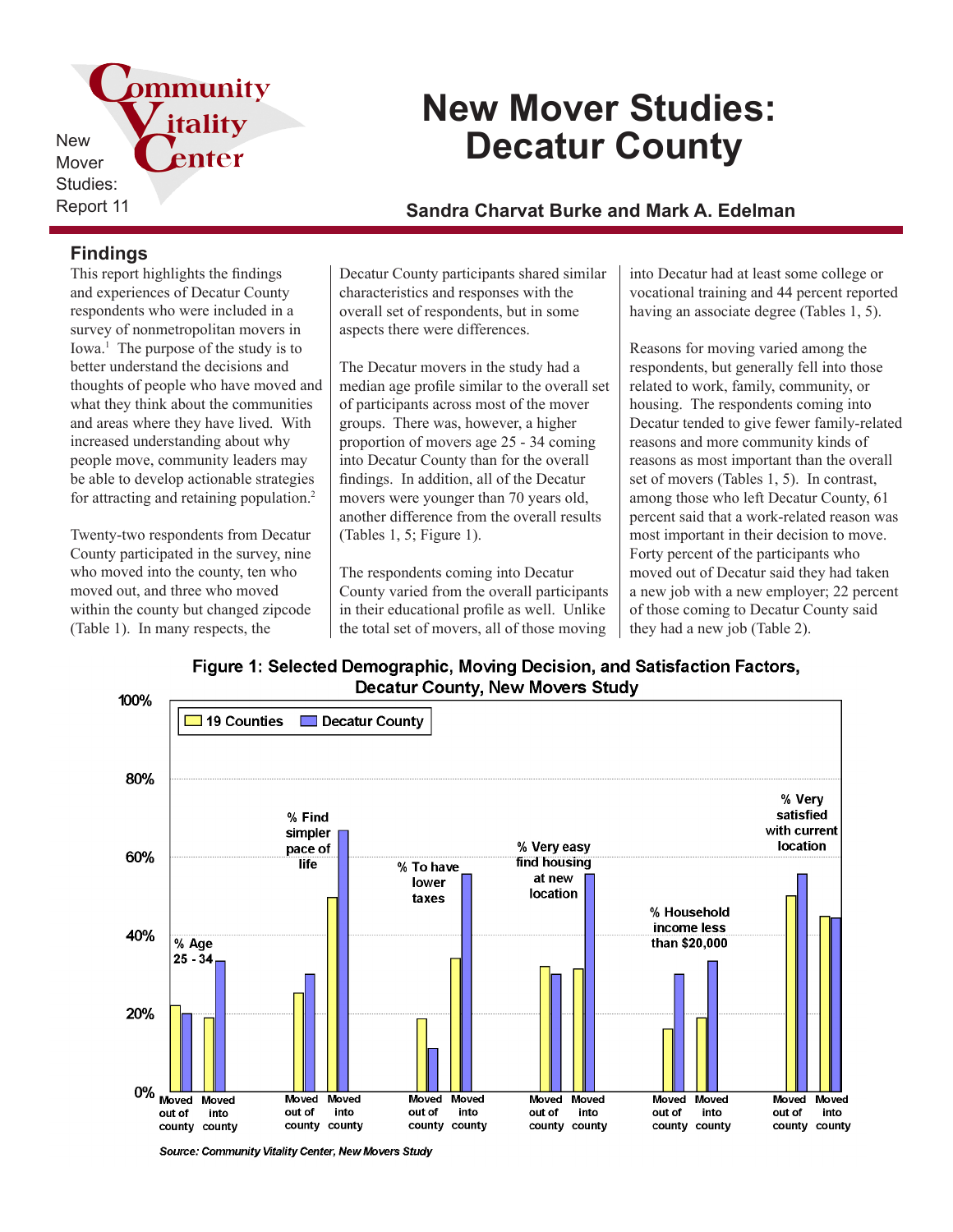New Mover Studies: Report 11

# New Mover Studies: Decatur County

**Sandra Charvat Burke and Mark A. Edelman**

## Findings

This report highlights the findings and experiences of Decatur County respondents who were included in a survey of nonmetropolitan movers in Iowa.[1] The purpose of the study is to better understand the decisions and thoughts of people who have moved and what they think about the communities and areas where they have lived. With increased understanding about why people move, community leaders may be able to develop actionable strategies for attracting and retaining population.[2]

Twenty-two respondents from Decatur County participated in the survey, nine who moved into the county, ten who moved out, and three who moved within the county but changed zipcode (Table 1). In many respects, the Decatur County participants shared similar characteristics and responses with the overall set of respondents, but in some aspects there were differences.

The Decatur movers in the study had a median age profile similar to the overall set of participants across most of the mover groups. There was, however, a higher proportion of movers age 25 - 34 coming into Decatur County than for the overall findings. In addition, all of the Decatur movers were younger than 70 years old, another difference from the overall results (Tables 1, 5; Figure 1).

The respondents coming into Decatur County varied from the overall participants in their educational profile as well. Unlike the total set of movers, all of those moving into Decatur had at least some college or vocational training and 44 percent reported having an associate degree (Tables 1, 5).

Reasons for moving varied among the respondents, but generally fell into those related to work, family, community, or housing. The respondents coming into Decatur tended to give fewer family-related reasons and more community kinds of reasons as most important than the overall set of movers (Tables 1, 5). In contrast, among those who left Decatur County, 61 percent said that a work-related reason was most important in their decision to move. Forty percent of the participants who moved out of Decatur said they had taken a new job with a new employer; 22 percent of those coming to Decatur County said they had a new job (Table 2).

**Figure 1: Selected Demographic, Moving Decision, and Satisfaction Factors, Decatur County, New Movers Study**

| | 19 Counties | Decatur County |
|---|---|---|
| % Age 25 - 34: Moved out of county | 22% | 20% |
| % Age 25 - 34: Moved into county | 19% | 33% |
| % Find simpler pace of life: Moved out of county | 25% | 30% |
| % Find simpler pace of life: Moved into county | 50% | 67% |
| % To have lower taxes: Moved out of county | 18% | 11% |
| % To have lower taxes: Moved into county | 34% | 56% |
| % Very easy find housing at new location: Moved out of county | 32% | 30% |
| % Very easy find housing at new location: Moved into county | 31% | 56% |
| % Household income less than $20,000: Moved out of county | 16% | 30% |
| % Household income less than $20,000: Moved into county | 19% | 33% |
| % Very satisfied with current location: Moved out of county | 50% | 56% |
| % Very satisfied with current location: Moved into county | 45% | 44% |

*Source: Community Vitality Center, New Movers Study*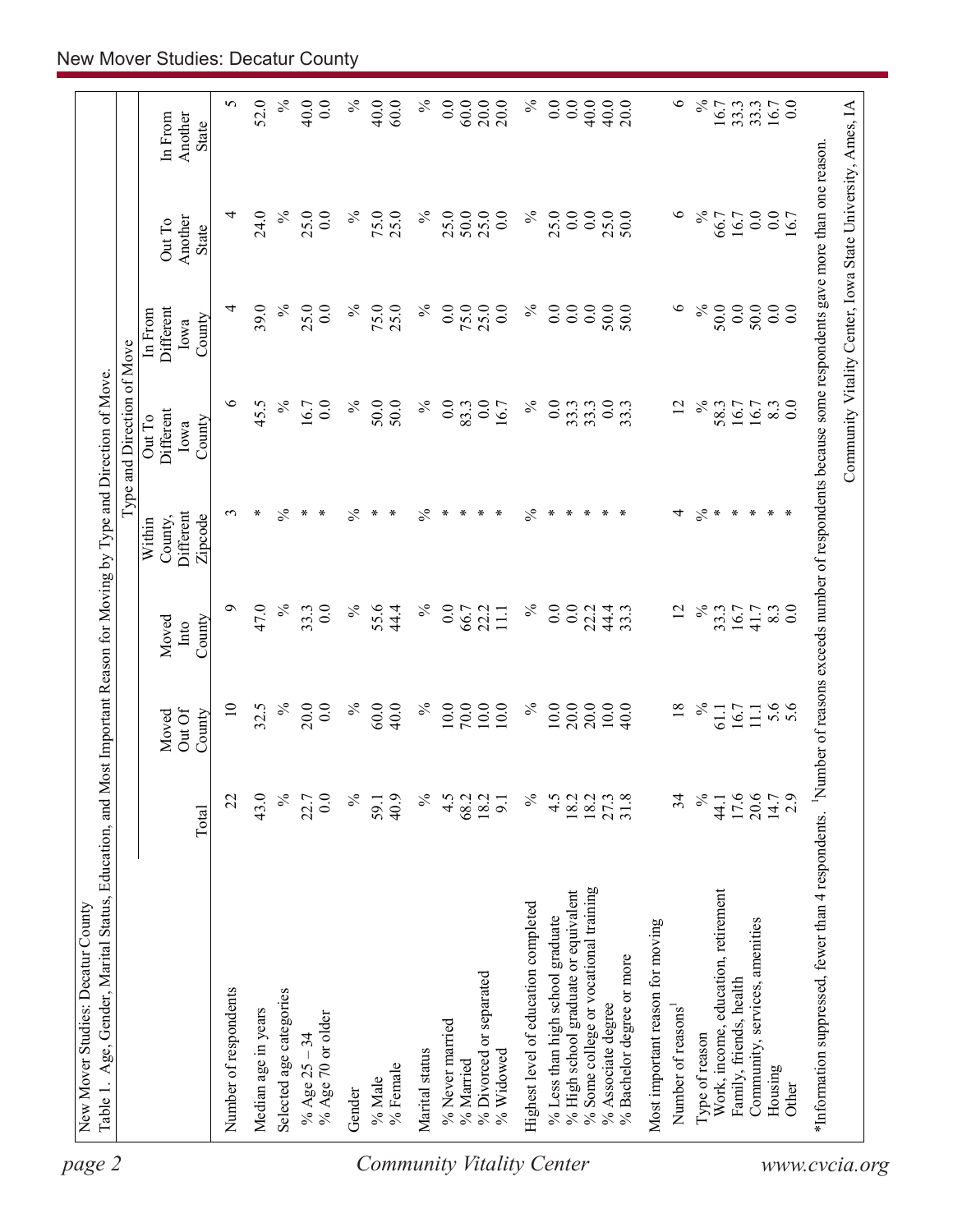New Mover Studies: Decatur County

Table 1. Age, Gender, Marital Status, Education, and Most Important Reason for Moving by Type and Direction of Move.

| | Total | Moved Out Of County | Moved Into County | Type and Direction of Move: Within County, Different Zipcode | Out To Different Iowa County | In From Different Iowa County | Out To Another State | In From Another State |
|---|---|---|---|---|---|---|---|---|
| Number of respondents | 22 | 10 | 9 | 3 | 6 | 4 | 4 | 5 |
| Median age in years | 43.0 | 32.5 | 47.0 | * | 45.5 | 39.0 | 24.0 | 52.0 |
| Selected age categories | % | % | % | % | % | % | % | % |
| % Age 25 – 34 | 22.7 | 20.0 | 33.3 | * | 16.7 | 25.0 | 25.0 | 40.0 |
| % Age 70 or older | 0.0 | 0.0 | 0.0 | * | 0.0 | 0.0 | 0.0 | 0.0 |
| Gender | % | % | % | % | % | % | % | % |
| % Male | 59.1 | 60.0 | 55.6 | * | 50.0 | 75.0 | 75.0 | 40.0 |
| % Female | 40.9 | 40.0 | 44.4 | * | 50.0 | 25.0 | 25.0 | 60.0 |
| Marital status | % | % | % | % | % | % | % | % |
| % Never married | 4.5 | 10.0 | 0.0 | * | 0.0 | 0.0 | 25.0 | 0.0 |
| % Married | 68.2 | 70.0 | 66.7 | * | 83.3 | 75.0 | 50.0 | 60.0 |
| % Divorced or separated | 18.2 | 10.0 | 22.2 | * | 0.0 | 25.0 | 25.0 | 20.0 |
| % Widowed | 9.1 | 10.0 | 11.1 | * | 16.7 | 0.0 | 0.0 | 20.0 |
| Highest level of education completed | % | % | % | % | % | % | % | % |
| % Less than high school graduate | 4.5 | 10.0 | 0.0 | * | 0.0 | 0.0 | 25.0 | 0.0 |
| % High school graduate or equivalent | 18.2 | 20.0 | 0.0 | * | 33.3 | 0.0 | 0.0 | 0.0 |
| % Some college or vocational training | 18.2 | 20.0 | 22.2 | * | 33.3 | 0.0 | 0.0 | 40.0 |
| % Associate degree | 27.3 | 10.0 | 44.4 | * | 0.0 | 50.0 | 25.0 | 40.0 |
| % Bachelor degree or more | 31.8 | 40.0 | 33.3 | * | 33.3 | 50.0 | 50.0 | 20.0 |
| Most important reason for moving | | | | | | | | |
| Number of reasons[1] | 34 | 18 | 12 | 4 | 12 | 6 | 6 | 6 |
| Type of reason | % | % | % | % | % | % | % | % |
| Work, income, education, retirement | 44.1 | 61.1 | 33.3 | * | 58.3 | 50.0 | 66.7 | 16.7 |
| Family, friends, health | 17.6 | 16.7 | 16.7 | * | 16.7 | 0.0 | 16.7 | 33.3 |
| Community, services, amenities | 20.6 | 11.1 | 41.7 | * | 16.7 | 50.0 | 0.0 | 33.3 |
| Housing | 14.7 | 5.6 | 8.3 | * | 8.3 | 0.0 | 0.0 | 16.7 |
| Other | 2.9 | 5.6 | 0.0 | * | 0.0 | 0.0 | 16.7 | 0.0 |

*Information suppressed, fewer than 4 respondents. [1]Number of reasons exceeds number of respondents because some respondents gave more than one reason.

Community Vitality Center, Iowa State University, Ames, IA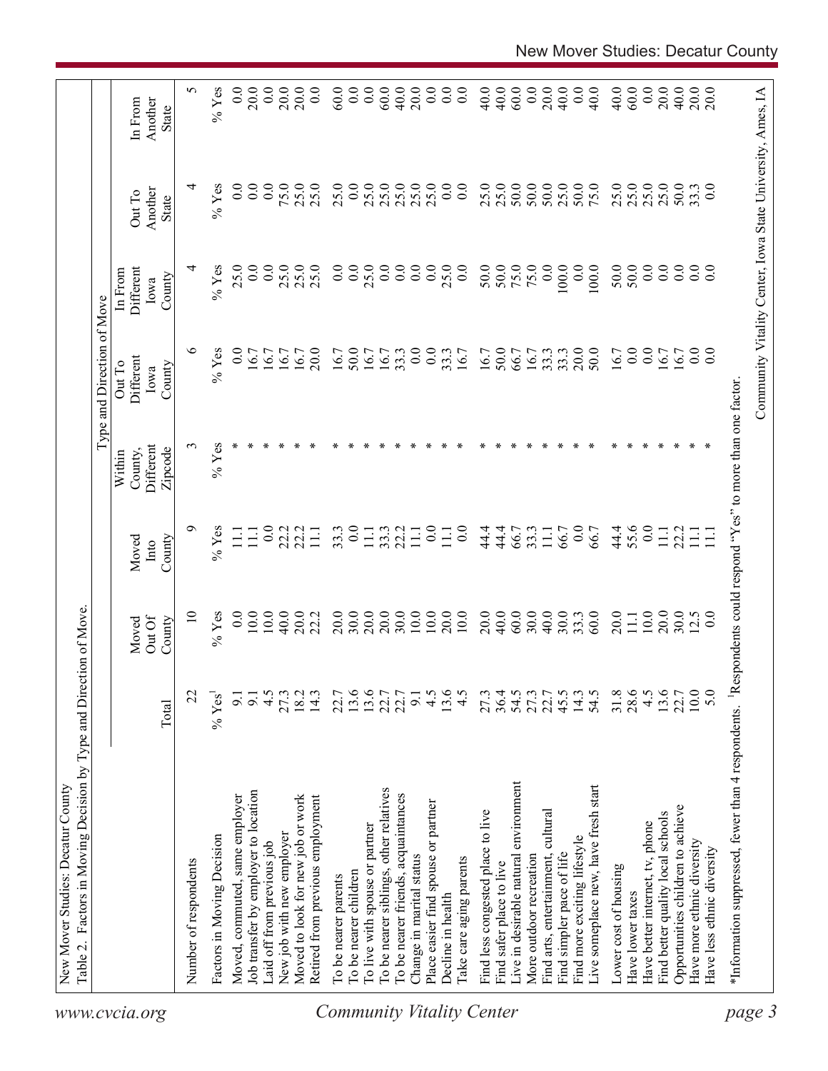New Mover Studies: Decatur County

Table 2. Factors in Moving Decision by Type and Direction of Move.

| | | Type and Direction of Move | | | | | | |
|---|---|---|---|---|---|---|---|---|
| | Total | Moved Out Of County | Moved Into County | Within County, Different Zipcode | Out To Different Iowa County | In From Different Iowa County | Out To Another State | In From Another State |
| Number of respondents | 22 | 10 | 9 | 3 | 6 | 4 | 4 | 5 |
| Factors in Moving Decision | % Yes[1] | % Yes | % Yes | % Yes | % Yes | % Yes | % Yes | % Yes |
| Moved, commuted, same employer | 9.1 | 0.0 | 11.1 | * | 0.0 | 25.0 | 0.0 | 0.0 |
| Job transfer by employer to location | 9.1 | 10.0 | 11.1 | * | 16.7 | 0.0 | 0.0 | 20.0 |
| Laid off from previous job | 4.5 | 10.0 | 0.0 | * | 16.7 | 0.0 | 0.0 | 0.0 |
| New job with new employer | 27.3 | 40.0 | 22.2 | * | 16.7 | 25.0 | 75.0 | 20.0 |
| Moved to look for new job or work | 18.2 | 20.0 | 22.2 | * | 16.7 | 25.0 | 25.0 | 20.0 |
| Retired from previous employment | 14.3 | 22.2 | 11.1 | * | 20.0 | 25.0 | 25.0 | 0.0 |
| To be nearer parents | 22.7 | 20.0 | 33.3 | * | 16.7 | 0.0 | 25.0 | 60.0 |
| To be nearer children | 13.6 | 30.0 | 0.0 | * | 50.0 | 0.0 | 0.0 | 0.0 |
| To live with spouse or partner | 13.6 | 20.0 | 11.1 | * | 16.7 | 25.0 | 25.0 | 0.0 |
| To be nearer siblings, other relatives | 22.7 | 20.0 | 33.3 | * | 16.7 | 0.0 | 25.0 | 60.0 |
| To be nearer friends, acquaintances | 22.7 | 30.0 | 22.2 | * | 33.3 | 0.0 | 25.0 | 40.0 |
| Change in marital status | 9.1 | 10.0 | 11.1 | * | 0.0 | 0.0 | 25.0 | 20.0 |
| Place easier find spouse or partner | 4.5 | 10.0 | 0.0 | * | 0.0 | 0.0 | 25.0 | 0.0 |
| Decline in health | 13.6 | 20.0 | 11.1 | * | 33.3 | 25.0 | 0.0 | 0.0 |
| Take care aging parents | 4.5 | 10.0 | 0.0 | * | 16.7 | 0.0 | 0.0 | 0.0 |
| Find less congested place to live | 27.3 | 20.0 | 44.4 | * | 16.7 | 50.0 | 25.0 | 40.0 |
| Find safer place to live | 36.4 | 40.0 | 44.4 | * | 50.0 | 50.0 | 25.0 | 40.0 |
| Live in desirable natural environment | 54.5 | 60.0 | 66.7 | * | 66.7 | 75.0 | 50.0 | 60.0 |
| More outdoor recreation | 27.3 | 30.0 | 33.3 | * | 16.7 | 75.0 | 50.0 | 0.0 |
| Find arts, entertainment, cultural | 22.7 | 40.0 | 11.1 | * | 33.3 | 0.0 | 50.0 | 20.0 |
| Find simpler pace of life | 45.5 | 30.0 | 66.7 | * | 33.3 | 100.0 | 25.0 | 40.0 |
| Find more exciting lifestyle | 14.3 | 33.3 | 0.0 | * | 20.0 | 0.0 | 50.0 | 0.0 |
| Live someplace new, have fresh start | 54.5 | 60.0 | 66.7 | * | 50.0 | 100.0 | 75.0 | 40.0 |
| Lower cost of housing | 31.8 | 20.0 | 44.4 | * | 16.7 | 50.0 | 25.0 | 40.0 |
| Have lower taxes | 28.6 | 11.1 | 55.6 | * | 0.0 | 50.0 | 25.0 | 60.0 |
| Have better internet, tv, phone | 4.5 | 10.0 | 0.0 | * | 0.0 | 0.0 | 25.0 | 0.0 |
| Find better quality local schools | 13.6 | 20.0 | 11.1 | * | 16.7 | 0.0 | 25.0 | 20.0 |
| Opportunities children to achieve | 22.7 | 30.0 | 22.2 | * | 16.7 | 0.0 | 50.0 | 40.0 |
| Have more ethnic diversity | 10.0 | 12.5 | 11.1 | * | 0.0 | 0.0 | 33.3 | 20.0 |
| Have less ethnic diversity | 5.0 | 0.0 | 11.1 | * | 0.0 | 0.0 | 0.0 | 20.0 |

*Information suppressed, fewer than 4 respondents. [1]Respondents could respond "Yes" to more than one factor.

Community Vitality Center, Iowa State University, Ames, IA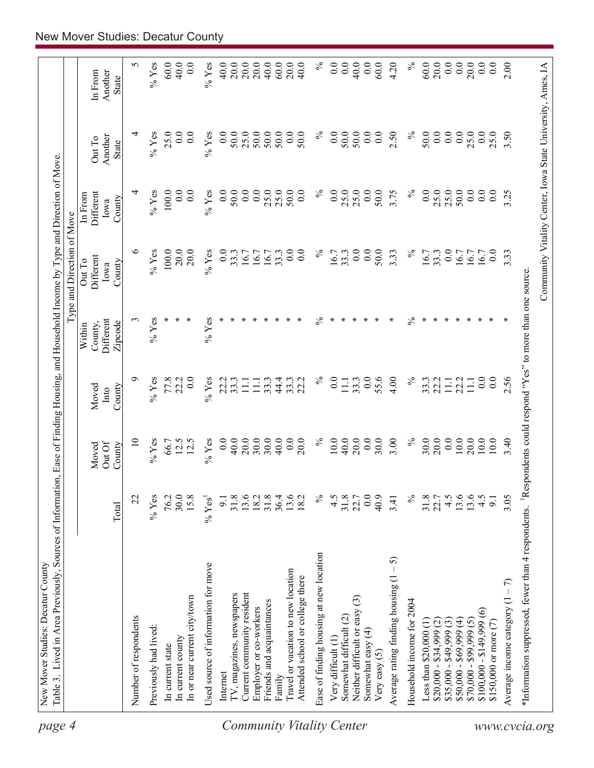New Mover Studies: Decatur County

Table 3. Lived in Area Previously, Sources of Information, Ease of Finding Housing, and Household Income by Type and Direction of Move.

| | Total | Moved Out Of County | Moved Into County | Within County, Different Zipcode | Out To Different Iowa County | In From Different Iowa County | Out To Another State | In From Another State |
|---|---|---|---|---|---|---|---|---|
| | | | | Type and Direction of Move | | | | |
| Number of respondents | 22 | 10 | 9 | 3 | 6 | 4 | 4 | 5 |
| Previously had lived: | % Yes | % Yes | % Yes | % Yes | % Yes | % Yes | % Yes | % Yes |
| In current state | 76.2 | 66.7 | 77.8 | * | 100.0 | 100.0 | 25.0 | 60.0 |
| In current county | 30.0 | 12.5 | 22.2 | * | 20.0 | 0.0 | 0.0 | 40.0 |
| In or near current city/town | 15.8 | 12.5 | 0.0 | * | 20.0 | 0.0 | 0.0 | 0.0 |
| Used source of information for move | % Yes[1] | % Yes | % Yes | % Yes | % Yes | % Yes | % Yes | % Yes |
| Internet | 9.1 | 0.0 | 22.2 | * | 0.0 | 0.0 | 0.0 | 40.0 |
| TV, magazines, newspapers | 31.8 | 40.0 | 33.3 | * | 33.3 | 50.0 | 50.0 | 20.0 |
| Current community resident | 13.6 | 20.0 | 11.1 | * | 16.7 | 0.0 | 25.0 | 20.0 |
| Employer or co-workers | 18.2 | 30.0 | 11.1 | * | 16.7 | 0.0 | 50.0 | 20.0 |
| Friends and acquaintances | 31.8 | 30.0 | 33.3 | * | 16.7 | 25.0 | 50.0 | 40.0 |
| Family | 36.4 | 40.0 | 44.4 | * | 33.3 | 25.0 | 50.0 | 60.0 |
| Travel or vacation to new location | 13.6 | 0.0 | 33.3 | * | 0.0 | 50.0 | 0.0 | 20.0 |
| Attended school or college there | 18.2 | 20.0 | 22.2 | * | 0.0 | 0.0 | 50.0 | 40.0 |
| Ease of finding housing at new location | % | % | % | % | % | % | % | % |
| Very difficult (1) | 4.5 | 10.0 | 0.0 | * | 16.7 | 0.0 | 0.0 | 0.0 |
| Somewhat difficult (2) | 31.8 | 40.0 | 11.1 | * | 33.3 | 25.0 | 50.0 | 0.0 |
| Neither difficult or easy (3) | 22.7 | 20.0 | 33.3 | * | 0.0 | 25.0 | 50.0 | 40.0 |
| Somewhat easy (4) | 0.0 | 0.0 | 0.0 | * | 0.0 | 0.0 | 0.0 | 0.0 |
| Very easy (5) | 40.9 | 30.0 | 55.6 | * | 50.0 | 50.0 | 0.0 | 60.0 |
| Average rating finding housing (1 – 5) | 3.41 | 3.00 | 4.00 | * | 3.33 | 3.75 | 2.50 | 4.20 |
| Household income for 2004 | % | % | % | % | % | % | % | % |
| Less than $20,000 (1) | 31.8 | 30.0 | 33.3 | * | 16.7 | 0.0 | 50.0 | 60.0 |
| $20,000 - $34,999 (2) | 22.7 | 20.0 | 22.2 | * | 33.3 | 25.0 | 0.0 | 20.0 |
| $35,000 - $49,999 (3) | 4.5 | 0.0 | 11.1 | * | 0.0 | 25.0 | 0.0 | 0.0 |
| $50,000 - $69,999 (4) | 13.6 | 10.0 | 22.2 | * | 16.7 | 50.0 | 0.0 | 0.0 |
| $70,000 - $99,999 (5) | 13.6 | 20.0 | 11.1 | * | 16.7 | 0.0 | 25.0 | 20.0 |
| $100,000 - $149,999 (6) | 4.5 | 10.0 | 0.0 | * | 16.7 | 0.0 | 0.0 | 0.0 |
| $150,000 or more (7) | 9.1 | 10.0 | 0.0 | * | 0.0 | 0.0 | 25.0 | 0.0 |
| Average income category (1 – 7) | 3.05 | 3.40 | 2.56 | * | 3.33 | 3.25 | 3.50 | 2.00 |

*Information suppressed, fewer than 4 respondents. [1]Respondents could respond "Yes" to more than one source.

Community Vitality Center, Iowa State University, Ames, IA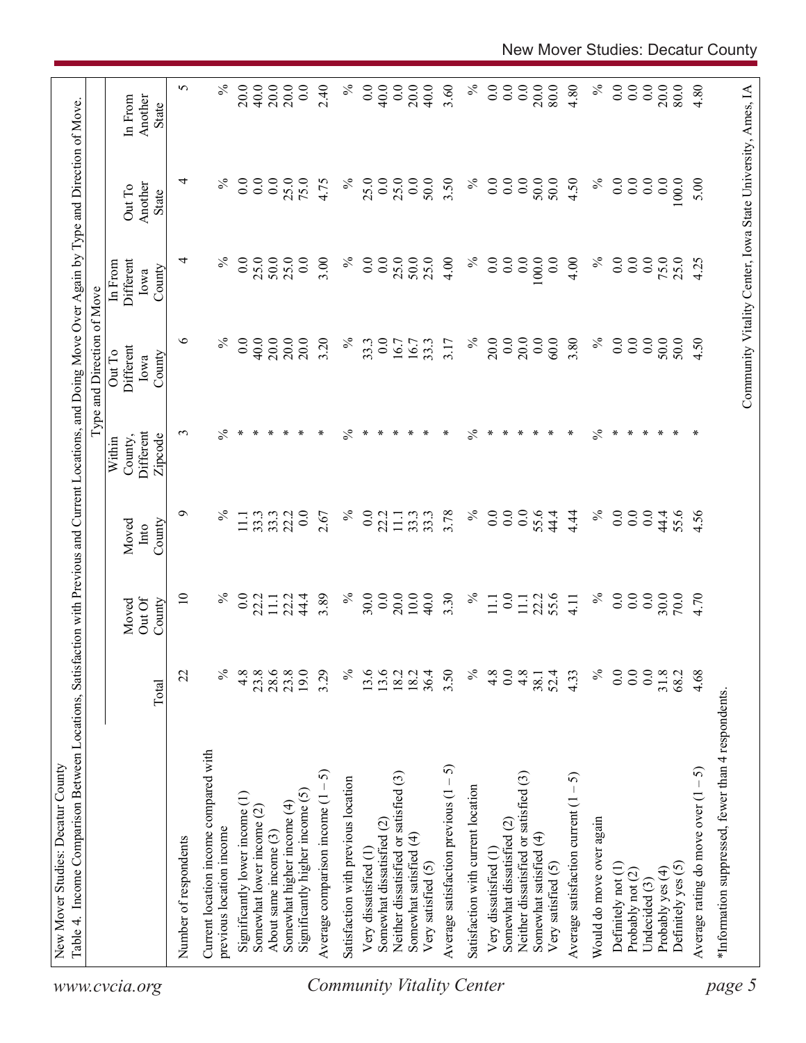New Mover Studies: Decatur County

Table 4. Income Comparison Between Locations, Satisfaction with Previous and Current Locations, and Doing Move Over Again by Type and Direction of Move.

| | Total | Moved Out Of County | Moved Into County | Type and Direction of Move: Within County, Different Zipcode | Out To Different Iowa County | In From Different Iowa County | Out To Another State | In From Another State |
|---|---|---|---|---|---|---|---|---|
| Number of respondents | 22 | 10 | 9 | 3 | 6 | 4 | 4 | 5 |
| Current location income compared with previous location income | % | % | % | % | % | % | % | % |
| Significantly lower income (1) | 4.8 | 0.0 | 11.1 | * | 0.0 | 0.0 | 0.0 | 20.0 |
| Somewhat lower income (2) | 23.8 | 22.2 | 33.3 | * | 40.0 | 25.0 | 0.0 | 40.0 |
| About same income (3) | 28.6 | 11.1 | 33.3 | * | 20.0 | 50.0 | 0.0 | 20.0 |
| Somewhat higher income (4) | 23.8 | 22.2 | 22.2 | * | 20.0 | 25.0 | 25.0 | 20.0 |
| Significantly higher income (5) | 19.0 | 44.4 | 0.0 | * | 20.0 | 0.0 | 75.0 | 0.0 |
| Average comparison income (1 – 5) | 3.29 | 3.89 | 2.67 | * | 3.20 | 3.00 | 4.75 | 2.40 |
| Satisfaction with previous location | % | % | % | % | % | % | % | % |
| Very dissatisfied (1) | 13.6 | 30.0 | 0.0 | * | 33.3 | 0.0 | 25.0 | 0.0 |
| Somewhat dissatisfied (2) | 13.6 | 0.0 | 22.2 | * | 0.0 | 0.0 | 0.0 | 40.0 |
| Neither dissatisfied or satisfied (3) | 18.2 | 20.0 | 11.1 | * | 16.7 | 25.0 | 25.0 | 0.0 |
| Somewhat satisfied (4) | 18.2 | 10.0 | 33.3 | * | 16.7 | 50.0 | 0.0 | 20.0 |
| Very satisfied (5) | 36.4 | 40.0 | 33.3 | * | 33.3 | 25.0 | 50.0 | 40.0 |
| Average satisfaction previous (1 – 5) | 3.50 | 3.30 | 3.78 | * | 3.17 | 4.00 | 3.50 | 3.60 |
| Satisfaction with current location | % | % | % | % | % | % | % | % |
| Very dissatisfied (1) | 4.8 | 11.1 | 0.0 | * | 20.0 | 0.0 | 0.0 | 0.0 |
| Somewhat dissatisfied (2) | 0.0 | 0.0 | 0.0 | * | 0.0 | 0.0 | 0.0 | 0.0 |
| Neither dissatisfied or satisfied (3) | 4.8 | 11.1 | 0.0 | * | 20.0 | 0.0 | 0.0 | 0.0 |
| Somewhat satisfied (4) | 38.1 | 22.2 | 55.6 | * | 0.0 | 100.0 | 50.0 | 20.0 |
| Very satisfied (5) | 52.4 | 55.6 | 44.4 | * | 60.0 | 0.0 | 50.0 | 80.0 |
| Average satisfaction current (1 – 5) | 4.33 | 4.11 | 4.44 | * | 3.80 | 4.00 | 4.50 | 4.80 |
| Would do move over again | % | % | % | % | % | % | % | % |
| Definitely not (1) | 0.0 | 0.0 | 0.0 | * | 0.0 | 0.0 | 0.0 | 0.0 |
| Probably not (2) | 0.0 | 0.0 | 0.0 | * | 0.0 | 0.0 | 0.0 | 0.0 |
| Undecided (3) | 0.0 | 0.0 | 0.0 | * | 0.0 | 0.0 | 0.0 | 0.0 |
| Probably yes (4) | 31.8 | 30.0 | 44.4 | * | 50.0 | 75.0 | 0.0 | 20.0 |
| Definitely yes (5) | 68.2 | 70.0 | 55.6 | * | 50.0 | 25.0 | 100.0 | 80.0 |
| Average rating do move over (1 – 5) | 4.68 | 4.70 | 4.56 | * | 4.50 | 4.25 | 5.00 | 4.80 |

*Information suppressed, fewer than 4 respondents.

Community Vitality Center, Iowa State University, Ames, IA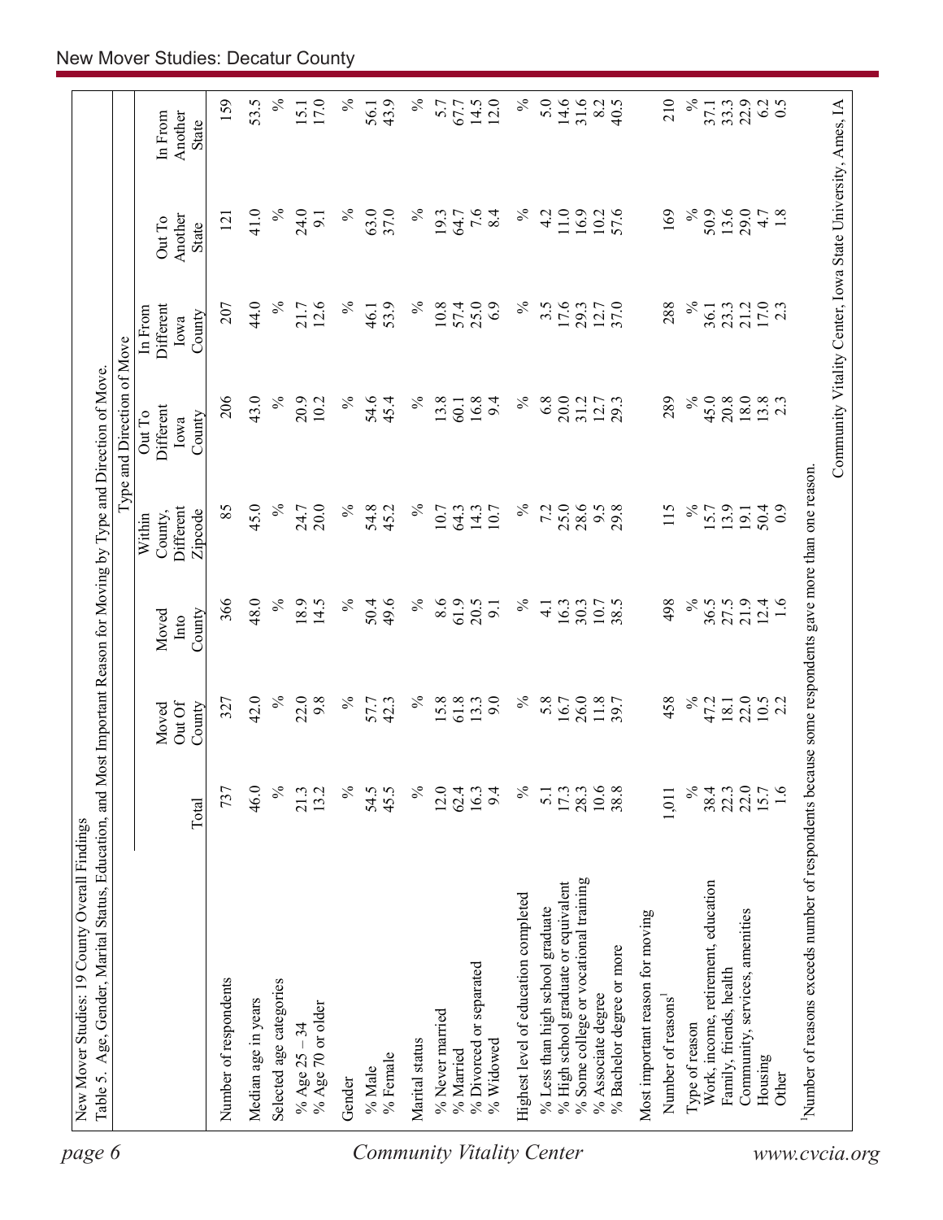New Mover Studies: 19 County Overall Findings

Table 5. Age, Gender, Marital Status, Education, and Most Important Reason for Moving by Type and Direction of Move.

| | Total | Moved Out Of County | Moved Into County | Type and Direction of Move | | | | |
|---|---|---|---|---|---|---|---|---|
| | | | | Within County, Different Zipcode | Out To Different Iowa County | In From Different Iowa County | Out To Another State | In From Another State |
| Number of respondents | 737 | 327 | 366 | 85 | 206 | 207 | 121 | 159 |
| Median age in years | 46.0 | 42.0 | 48.0 | 45.0 | 43.0 | 44.0 | 41.0 | 53.5 |
| Selected age categories | % | % | % | % | % | % | % | % |
| % Age 25 – 34 | 21.3 | 22.0 | 18.9 | 24.7 | 20.9 | 21.7 | 24.0 | 15.1 |
| % Age 70 or older | 13.2 | 9.8 | 14.5 | 20.0 | 10.2 | 12.6 | 9.1 | 17.0 |
| Gender | % | % | % | % | % | % | % | % |
| % Male | 54.5 | 57.7 | 50.4 | 54.8 | 54.6 | 46.1 | 63.0 | 56.1 |
| % Female | 45.5 | 42.3 | 49.6 | 45.2 | 45.4 | 53.9 | 37.0 | 43.9 |
| Marital status | % | % | % | % | % | % | % | % |
| % Never married | 12.0 | 15.8 | 8.6 | 10.7 | 13.8 | 10.8 | 19.3 | 5.7 |
| % Married | 62.4 | 61.8 | 61.9 | 64.3 | 60.1 | 57.4 | 64.7 | 67.7 |
| % Divorced or separated | 16.3 | 13.3 | 20.5 | 14.3 | 16.8 | 25.0 | 7.6 | 14.5 |
| % Widowed | 9.4 | 9.0 | 9.1 | 10.7 | 9.4 | 6.9 | 8.4 | 12.0 |
| Highest level of education completed | % | % | % | % | % | % | % | % |
| % Less than high school graduate | 5.1 | 5.8 | 4.1 | 7.2 | 6.8 | 3.5 | 4.2 | 5.0 |
| % High school graduate or equivalent | 17.3 | 16.7 | 16.3 | 25.0 | 20.0 | 17.6 | 11.0 | 14.6 |
| % Some college or vocational training | 28.3 | 26.0 | 30.3 | 28.6 | 31.2 | 29.3 | 16.9 | 31.6 |
| % Associate degree | 10.6 | 11.8 | 10.7 | 9.5 | 12.7 | 12.7 | 10.2 | 8.2 |
| % Bachelor degree or more | 38.8 | 39.7 | 38.5 | 29.8 | 29.3 | 37.0 | 57.6 | 40.5 |
| Most important reason for moving | | | | | | | | |
| Number of reasons[1] | 1,011 | 458 | 498 | 115 | 289 | 288 | 169 | 210 |
| Type of reason | % | % | % | % | % | % | % | % |
| Work, income, retirement, education | 38.4 | 47.2 | 36.5 | 15.7 | 45.0 | 36.1 | 50.9 | 37.1 |
| Family, friends, health | 22.3 | 18.1 | 27.5 | 13.9 | 20.8 | 23.3 | 13.6 | 33.3 |
| Community, services, amenities | 22.0 | 22.0 | 21.9 | 19.1 | 18.0 | 21.2 | 29.0 | 22.9 |
| Housing | 15.7 | 10.5 | 12.4 | 50.4 | 13.8 | 17.0 | 4.7 | 6.2 |
| Other | 1.6 | 2.2 | 1.6 | 0.9 | 2.3 | 2.3 | 1.8 | 0.5 |

[1]Number of reasons exceeds number of respondents because some respondents gave more than one reason.

Community Vitality Center, Iowa State University, Ames, IA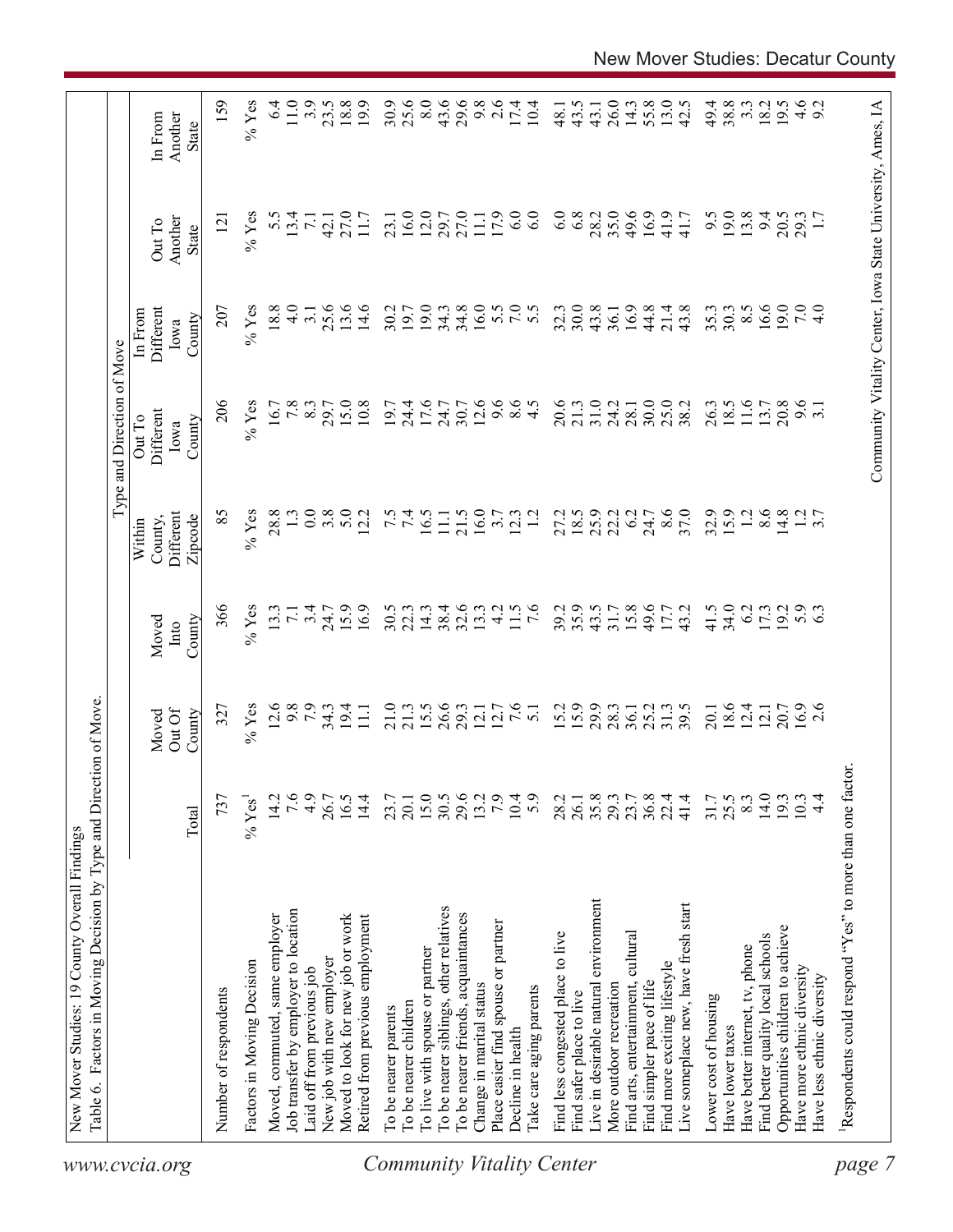New Mover Studies: 19 County Overall Findings

Table 6. Factors in Moving Decision by Type and Direction of Move.

| | Total | Moved Out Of County | Moved Into County | Type and Direction of Move | | | | |
|---|---|---|---|---|---|---|---|---|
| | | | | Within County, Different Zipcode | Out To Different Iowa County | In From Different Iowa County | Out To Another State | In From Another State |
| Number of respondents | 737 | 327 | 366 | 85 | 206 | 207 | 121 | 159 |
| Factors in Moving Decision | % Yes[1] | % Yes | % Yes | % Yes | % Yes | % Yes | % Yes | % Yes |
| Moved, commuted, same employer | 14.2 | 12.6 | 13.3 | 28.8 | 16.7 | 18.8 | 5.5 | 6.4 |
| Job transfer by employer to location | 7.6 | 9.8 | 7.1 | 1.3 | 7.8 | 4.0 | 13.4 | 11.0 |
| Laid off from previous job | 4.9 | 7.9 | 3.4 | 0.0 | 8.3 | 3.1 | 7.1 | 3.9 |
| New job with new employer | 26.7 | 34.3 | 24.7 | 3.8 | 29.7 | 25.6 | 42.1 | 23.5 |
| Moved to look for new job or work | 16.5 | 19.4 | 15.9 | 5.0 | 15.0 | 13.6 | 27.0 | 18.8 |
| Retired from previous employment | 14.4 | 11.1 | 16.9 | 12.2 | 10.8 | 14.6 | 11.7 | 19.9 |
| To be nearer parents | 23.7 | 21.0 | 30.5 | 7.5 | 19.7 | 30.2 | 23.1 | 30.9 |
| To be nearer children | 20.1 | 21.3 | 22.3 | 7.4 | 24.4 | 19.7 | 16.0 | 25.6 |
| To live with spouse or partner | 15.0 | 15.5 | 14.3 | 16.5 | 17.6 | 19.0 | 12.0 | 8.0 |
| To be nearer siblings, other relatives | 30.5 | 26.6 | 38.4 | 11.1 | 24.7 | 34.3 | 29.7 | 43.6 |
| To be nearer friends, acquaintances | 29.6 | 29.3 | 32.6 | 21.5 | 30.7 | 34.8 | 27.0 | 29.6 |
| Change in marital status | 13.2 | 12.1 | 13.3 | 16.0 | 12.6 | 16.0 | 11.1 | 9.8 |
| Place easier find spouse or partner | 7.9 | 12.7 | 4.2 | 3.7 | 9.6 | 5.5 | 17.9 | 2.6 |
| Decline in health | 10.4 | 7.6 | 11.5 | 12.3 | 8.6 | 7.0 | 6.0 | 17.4 |
| Take care aging parents | 5.9 | 5.1 | 7.6 | 1.2 | 4.5 | 5.5 | 6.0 | 10.4 |
| Find less congested place to live | 28.2 | 15.2 | 39.2 | 27.2 | 20.6 | 32.3 | 6.0 | 48.1 |
| Find safer place to live | 26.1 | 15.9 | 35.9 | 18.5 | 21.3 | 30.0 | 6.8 | 43.5 |
| Live in desirable natural environment | 35.8 | 29.9 | 43.5 | 25.9 | 31.0 | 43.8 | 28.2 | 43.1 |
| More outdoor recreation | 29.3 | 28.3 | 31.7 | 22.2 | 24.2 | 36.1 | 35.0 | 26.0 |
| Find arts, entertainment, cultural | 23.7 | 36.1 | 15.8 | 6.2 | 28.1 | 16.9 | 49.6 | 14.3 |
| Find simpler pace of life | 36.8 | 25.2 | 49.6 | 24.7 | 30.0 | 44.8 | 16.9 | 55.8 |
| Find more exciting lifestyle | 22.4 | 31.3 | 17.7 | 8.6 | 25.0 | 21.4 | 41.9 | 13.0 |
| Live someplace new, have fresh start | 41.4 | 39.5 | 43.2 | 37.0 | 38.2 | 43.8 | 41.7 | 42.5 |
| Lower cost of housing | 31.7 | 20.1 | 41.5 | 32.9 | 26.3 | 35.3 | 9.5 | 49.4 |
| Have lower taxes | 25.5 | 18.6 | 34.0 | 15.9 | 18.5 | 30.3 | 19.0 | 38.8 |
| Have better internet, tv, phone | 8.3 | 12.4 | 6.2 | 1.2 | 11.6 | 8.5 | 13.8 | 3.3 |
| Find better quality local schools | 14.0 | 12.1 | 17.3 | 8.6 | 13.7 | 16.6 | 9.4 | 18.2 |
| Opportunities children to achieve | 19.3 | 20.7 | 19.2 | 14.8 | 20.8 | 19.0 | 20.5 | 19.5 |
| Have more ethnic diversity | 10.3 | 16.9 | 5.9 | 1.2 | 9.6 | 7.0 | 29.3 | 4.6 |
| Have less ethnic diversity | 4.4 | 2.6 | 6.3 | 3.7 | 3.1 | 4.0 | 1.7 | 9.2 |

[1]Respondents could respond "Yes" to more than one factor.

Community Vitality Center, Iowa State University, Ames, IA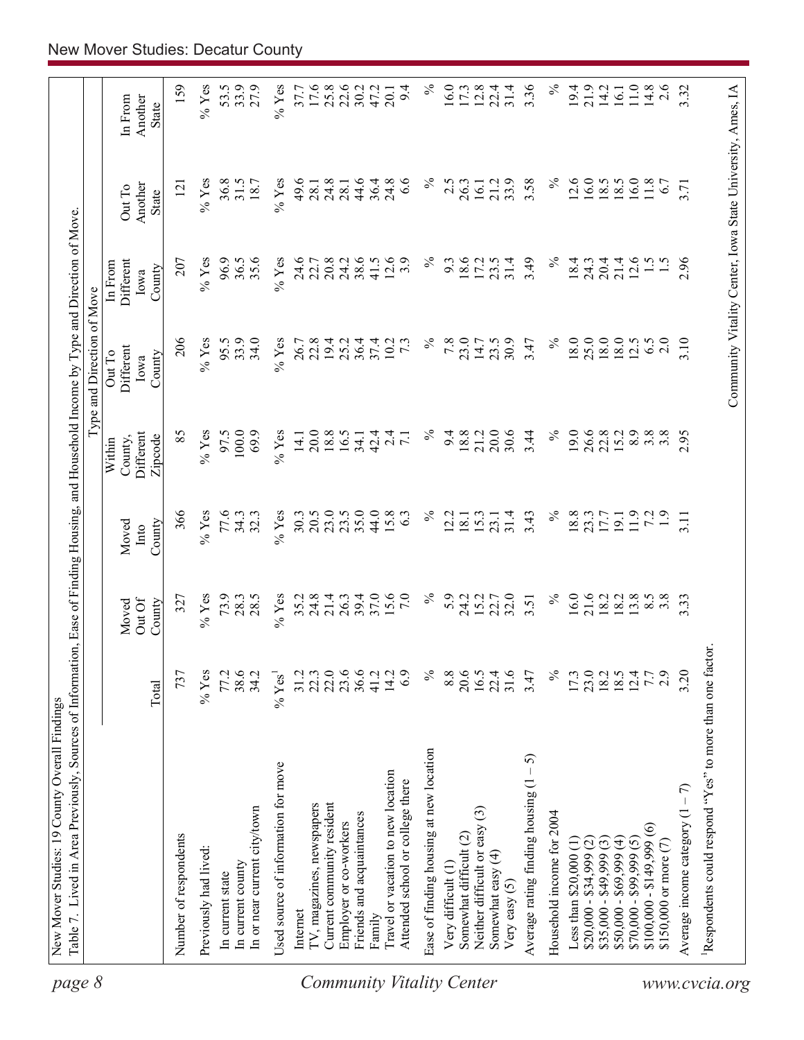New Mover Studies: 19 County Overall Findings

Table 7. Lived in Area Previously, Sources of Information, Ease of Finding Housing, and Household Income by Type and Direction of Move.

| | Total | Moved Out Of County | Moved Into County | Within County, Different Zipcode | Out To Different Iowa County | In From Different Iowa County | Out To Another State | In From Another State |
|---|---|---|---|---|---|---|---|---|
| | | | | Type and Direction of Move | | | | |
| Number of respondents | 737 | 327 | 366 | 85 | 206 | 207 | 121 | 159 |
| Previously had lived: | % Yes | % Yes | % Yes | % Yes | % Yes | % Yes | % Yes | % Yes |
| In current state | 77.2 | 73.9 | 77.6 | 97.5 | 95.5 | 96.9 | 36.8 | 53.5 |
| In current county | 38.6 | 28.3 | 34.3 | 100.0 | 33.9 | 36.5 | 31.5 | 33.9 |
| In or near current city/town | 34.2 | 28.5 | 32.3 | 69.9 | 34.0 | 35.6 | 18.7 | 27.9 |
| Used source of information for move | % Yes[1] | % Yes | % Yes | % Yes | % Yes | % Yes | % Yes | % Yes |
| Internet | 31.2 | 35.2 | 30.3 | 14.1 | 26.7 | 24.6 | 49.6 | 37.7 |
| TV, magazines, newspapers | 22.3 | 24.8 | 20.5 | 20.0 | 22.8 | 22.7 | 28.1 | 17.6 |
| Current community resident | 22.0 | 21.4 | 23.0 | 18.8 | 19.4 | 20.8 | 24.8 | 25.8 |
| Employer or co-workers | 23.6 | 26.3 | 23.5 | 16.5 | 25.2 | 24.2 | 28.1 | 22.6 |
| Friends and acquaintances | 36.6 | 39.4 | 35.0 | 34.1 | 36.4 | 38.6 | 44.6 | 30.2 |
| Family | 41.2 | 37.0 | 44.0 | 42.4 | 37.4 | 41.5 | 36.4 | 47.2 |
| Travel or vacation to new location | 14.2 | 15.6 | 15.8 | 2.4 | 10.2 | 12.6 | 24.8 | 20.1 |
| Attended school or college there | 6.9 | 7.0 | 6.3 | 7.1 | 7.3 | 3.9 | 6.6 | 9.4 |
| Ease of finding housing at new location | % | % | % | % | % | % | % | % |
| Very difficult (1) | 8.8 | 5.9 | 12.2 | 9.4 | 7.8 | 9.3 | 2.5 | 16.0 |
| Somewhat difficult (2) | 20.6 | 24.2 | 18.1 | 18.8 | 23.0 | 18.6 | 26.3 | 17.3 |
| Neither difficult or easy (3) | 16.5 | 15.2 | 15.3 | 21.2 | 14.7 | 17.2 | 16.1 | 12.8 |
| Somewhat easy (4) | 22.4 | 22.7 | 23.1 | 20.0 | 23.5 | 23.5 | 21.2 | 22.4 |
| Very easy (5) | 31.6 | 32.0 | 31.4 | 30.6 | 30.9 | 31.4 | 33.9 | 31.4 |
| Average rating finding housing (1 – 5) | 3.47 | 3.51 | 3.43 | 3.44 | 3.47 | 3.49 | 3.58 | 3.36 |
| Household income for 2004 | % | % | % | % | % | % | % | % |
| Less than $20,000 (1) | 17.3 | 16.0 | 18.8 | 19.0 | 18.0 | 18.4 | 12.6 | 19.4 |
| $20,000 - $34,999 (2) | 23.0 | 21.6 | 23.3 | 26.6 | 25.0 | 24.3 | 16.0 | 21.9 |
| $35,000 - $49,999 (3) | 18.2 | 18.2 | 17.7 | 22.8 | 18.0 | 20.4 | 18.5 | 14.2 |
| $50,000 - $69,999 (4) | 18.5 | 18.2 | 19.1 | 15.2 | 18.0 | 21.4 | 18.5 | 16.1 |
| $70,000 - $99,999 (5) | 12.4 | 13.8 | 11.9 | 8.9 | 12.5 | 12.6 | 16.0 | 11.0 |
| $100,000 - $149,999 (6) | 7.7 | 8.5 | 7.2 | 3.8 | 6.5 | 1.5 | 11.8 | 14.8 |
| $150,000 or more (7) | 2.9 | 3.8 | 1.9 | 3.8 | 2.0 | 1.5 | 6.7 | 2.6 |
| Average income category (1 – 7) | 3.20 | 3.33 | 3.11 | 2.95 | 3.10 | 2.96 | 3.71 | 3.32 |

[1]Respondents could respond "Yes" to more than one factor.

Community Vitality Center, Iowa State University, Ames, IA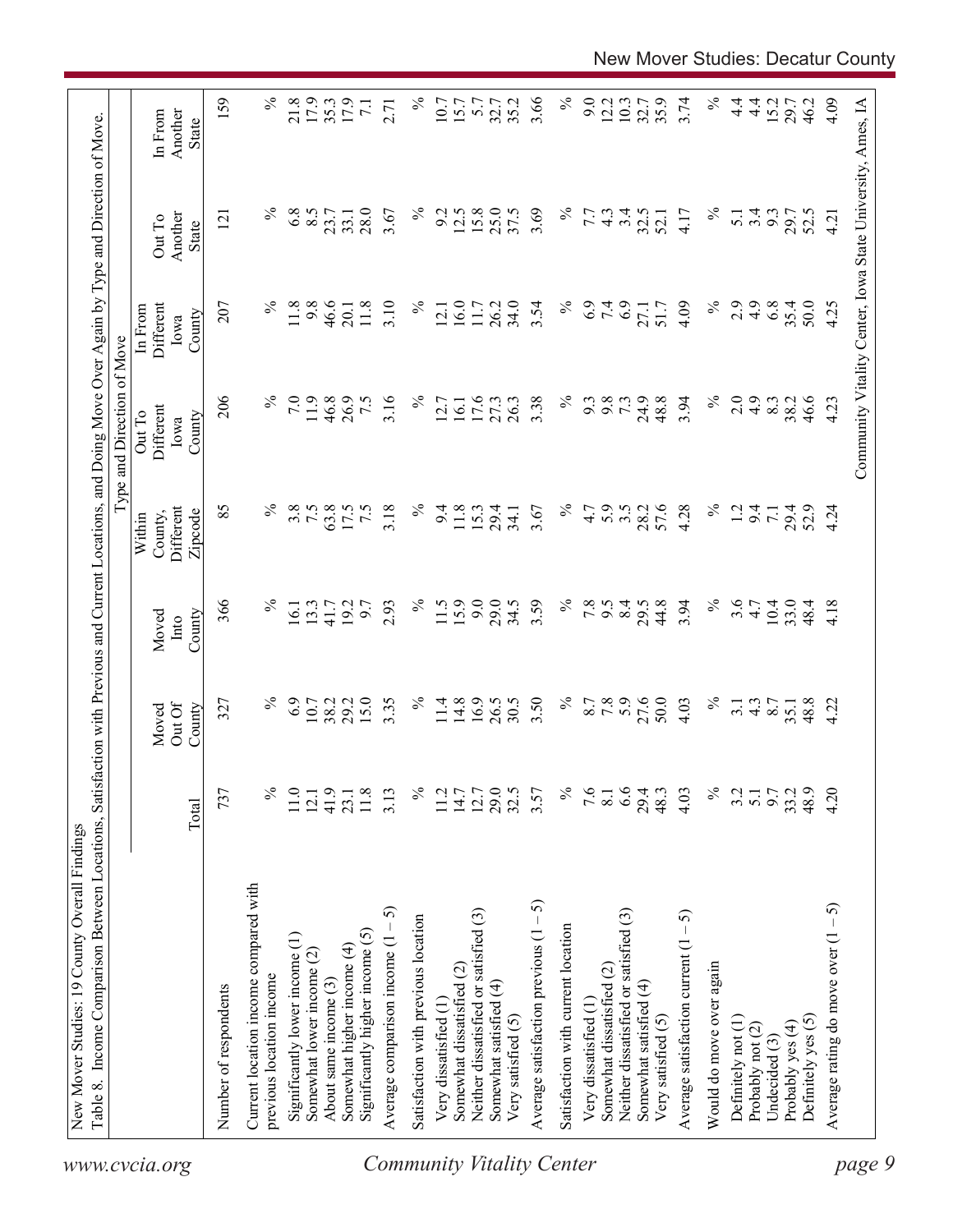New Mover Studies: 19 County Overall Findings

Table 8. Income Comparison Between Locations, Satisfaction with Previous and Current Locations, and Doing Move Over Again by Type and Direction of Move.

| | Total | Moved Out Of County | Moved Into County | Within County, Different Zipcode | Out To Different Iowa County | In From Different Iowa County | Out To Another State | In From Another State |
|---|---|---|---|---|---|---|---|---|
| | | | | Type and Direction of Move | | | | |
| Number of respondents | 737 | 327 | 366 | 85 | 206 | 207 | 121 | 159 |
| Current location income compared with previous location income | % | % | % | % | % | % | % | % |
| Significantly lower income (1) | 11.0 | 6.9 | 16.1 | 3.8 | 7.0 | 11.8 | 6.8 | 21.8 |
| Somewhat lower income (2) | 12.1 | 10.7 | 13.3 | 7.5 | 11.9 | 9.8 | 8.5 | 17.9 |
| About same income (3) | 41.9 | 38.2 | 41.7 | 63.8 | 46.8 | 46.6 | 23.7 | 35.3 |
| Somewhat higher income (4) | 23.1 | 29.2 | 19.2 | 17.5 | 26.9 | 20.1 | 33.1 | 17.9 |
| Significantly higher income (5) | 11.8 | 15.0 | 9.7 | 7.5 | 7.5 | 11.8 | 28.0 | 7.1 |
| Average comparison income (1 – 5) | 3.13 | 3.35 | 2.93 | 3.18 | 3.16 | 3.10 | 3.67 | 2.71 |
| Satisfaction with previous location | % | % | % | % | % | % | % | % |
| Very dissatisfied (1) | 11.2 | 11.4 | 11.5 | 9.4 | 12.7 | 12.1 | 9.2 | 10.7 |
| Somewhat dissatisfied (2) | 14.7 | 14.8 | 15.9 | 11.8 | 16.1 | 16.0 | 12.5 | 15.7 |
| Neither dissatisfied or satisfied (3) | 12.7 | 16.9 | 9.0 | 15.3 | 17.6 | 11.7 | 15.8 | 5.7 |
| Somewhat satisfied (4) | 29.0 | 26.5 | 29.0 | 29.4 | 27.3 | 26.2 | 25.0 | 32.7 |
| Very satisfied (5) | 32.5 | 30.5 | 34.5 | 34.1 | 26.3 | 34.0 | 37.5 | 35.2 |
| Average satisfaction previous (1 – 5) | 3.57 | 3.50 | 3.59 | 3.67 | 3.38 | 3.54 | 3.69 | 3.66 |
| Satisfaction with current location | % | % | % | % | % | % | % | % |
| Very dissatisfied (1) | 7.6 | 8.7 | 7.8 | 4.7 | 9.3 | 6.9 | 7.7 | 9.0 |
| Somewhat dissatisfied (2) | 8.1 | 7.8 | 9.5 | 5.9 | 9.8 | 7.4 | 4.3 | 12.2 |
| Neither dissatisfied or satisfied (3) | 6.6 | 5.9 | 8.4 | 3.5 | 7.3 | 6.9 | 3.4 | 10.3 |
| Somewhat satisfied (4) | 29.4 | 27.6 | 29.5 | 28.2 | 24.9 | 27.1 | 32.5 | 32.7 |
| Very satisfied (5) | 48.3 | 50.0 | 44.8 | 57.6 | 48.8 | 51.7 | 52.1 | 35.9 |
| Average satisfaction current (1 – 5) | 4.03 | 4.03 | 3.94 | 4.28 | 3.94 | 4.09 | 4.17 | 3.74 |
| Would do move over again | % | % | % | % | % | % | % | % |
| Definitely not (1) | 3.2 | 3.1 | 3.6 | 1.2 | 2.0 | 2.9 | 5.1 | 4.4 |
| Probably not (2) | 5.1 | 4.3 | 4.7 | 9.4 | 4.9 | 4.9 | 3.4 | 4.4 |
| Undecided (3) | 9.7 | 8.7 | 10.4 | 7.1 | 8.3 | 6.8 | 9.3 | 15.2 |
| Probably yes (4) | 33.2 | 35.1 | 33.0 | 29.4 | 38.2 | 35.4 | 29.7 | 29.7 |
| Definitely yes (5) | 48.9 | 48.8 | 48.4 | 52.9 | 46.6 | 50.0 | 52.5 | 46.2 |
| Average rating do move over (1 – 5) | 4.20 | 4.22 | 4.18 | 4.24 | 4.23 | 4.25 | 4.21 | 4.09 |

Community Vitality Center, Iowa State University, Ames, IA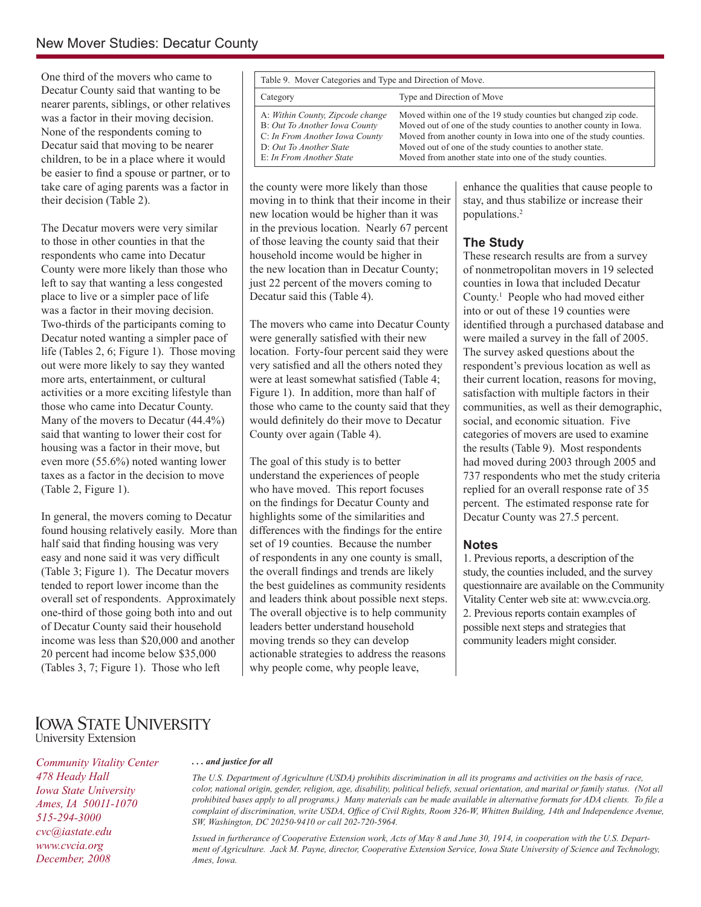One third of the movers who came to Decatur County said that wanting to be nearer parents, siblings, or other relatives was a factor in their moving decision. None of the respondents coming to Decatur said that moving to be nearer children, to be in a place where it would be easier to find a spouse or partner, or to take care of aging parents was a factor in their decision (Table 2).

The Decatur movers were very similar to those in other counties in that the respondents who came into Decatur County were more likely than those who left to say that wanting a less congested place to live or a simpler pace of life was a factor in their moving decision. Two-thirds of the participants coming to Decatur noted wanting a simpler pace of life (Tables 2, 6; Figure 1). Those moving out were more likely to say they wanted more arts, entertainment, or cultural activities or a more exciting lifestyle than those who came into Decatur County. Many of the movers to Decatur (44.4%) said that wanting to lower their cost for housing was a factor in their move, but even more (55.6%) noted wanting lower taxes as a factor in the decision to move (Table 2, Figure 1).

In general, the movers coming to Decatur found housing relatively easily. More than half said that finding housing was very easy and none said it was very difficult (Table 3; Figure 1). The Decatur movers tended to report lower income than the overall set of respondents. Approximately one-third of those going both into and out of Decatur County said their household income was less than $20,000 and another 20 percent had income below $35,000 (Tables 3, 7; Figure 1). Those who left the county were more likely than those moving in to think that their income in their new location would be higher than it was in the previous location. Nearly 67 percent of those leaving the county said that their household income would be higher in the new location than in Decatur County; just 22 percent of the movers coming to Decatur said this (Table 4).

The movers who came into Decatur County were generally satisfied with their new location. Forty-four percent said they were very satisfied and all the others noted they were at least somewhat satisfied (Table 4; Figure 1). In addition, more than half of those who came to the county said that they would definitely do their move to Decatur County over again (Table 4).

The goal of this study is to better understand the experiences of people who have moved. This report focuses on the findings for Decatur County and highlights some of the similarities and differences with the findings for the entire set of 19 counties. Because the number of respondents in any one county is small, the overall findings and trends are likely the best guidelines as community residents and leaders think about possible next steps. The overall objective is to help community leaders better understand household moving trends so they can develop actionable strategies to address the reasons why people come, why people leave, enhance the qualities that cause people to stay, and thus stabilize or increase their populations.[2]

Table 9. Mover Categories and Type and Direction of Move.

| Category | Type and Direction of Move |
|---|---|
| A: *Within County, Zipcode change* | Moved within one of the 19 study counties but changed zip code. |
| B: *Out To Another Iowa County* | Moved out of one of the study counties to another county in Iowa. |
| C: *In From Another Iowa County* | Moved from another county in Iowa into one of the study counties. |
| D: *Out To Another State* | Moved out of one of the study counties to another state. |
| E: *In From Another State* | Moved from another state into one of the study counties. |

## The Study

These research results are from a survey of nonmetropolitan movers in 19 selected counties in Iowa that included Decatur County.[1] People who had moved either into or out of these 19 counties were identified through a purchased database and were mailed a survey in the fall of 2005. The survey asked questions about the respondent's previous location as well as their current location, reasons for moving, satisfaction with multiple factors in their communities, as well as their demographic, social, and economic situation. Five categories of movers are used to examine the results (Table 9). Most respondents had moved during 2003 through 2005 and 737 respondents who met the study criteria replied for an overall response rate of 35 percent. The estimated response rate for Decatur County was 27.5 percent.

## Notes

1. Previous reports, a description of the study, the counties included, and the survey questionnaire are available on the Community Vitality Center web site at: www.cvcia.org.
2. Previous reports contain examples of possible next steps and strategies that community leaders might consider.

IOWA STATE UNIVERSITY
University Extension

*Community Vitality Center*
*478 Heady Hall*
*Iowa State University*
*Ames, IA 50011-1070*
*515-294-3000*
*cvc@iastate.edu*
*www.cvcia.org*
*December, 2008*

***. . . and justice for all***

*The U.S. Department of Agriculture (USDA) prohibits discrimination in all its programs and activities on the basis of race, color, national origin, gender, religion, age, disability, political beliefs, sexual orientation, and marital or family status. (Not all prohibited bases apply to all programs.) Many materials can be made available in alternative formats for ADA clients. To file a complaint of discrimination, write USDA, Office of Civil Rights, Room 326-W, Whitten Building, 14th and Independence Avenue, SW, Washington, DC 20250-9410 or call 202-720-5964.*

*Issued in furtherance of Cooperative Extension work, Acts of May 8 and June 30, 1914, in cooperation with the U.S. Department of Agriculture. Jack M. Payne, director, Cooperative Extension Service, Iowa State University of Science and Technology, Ames, Iowa.*